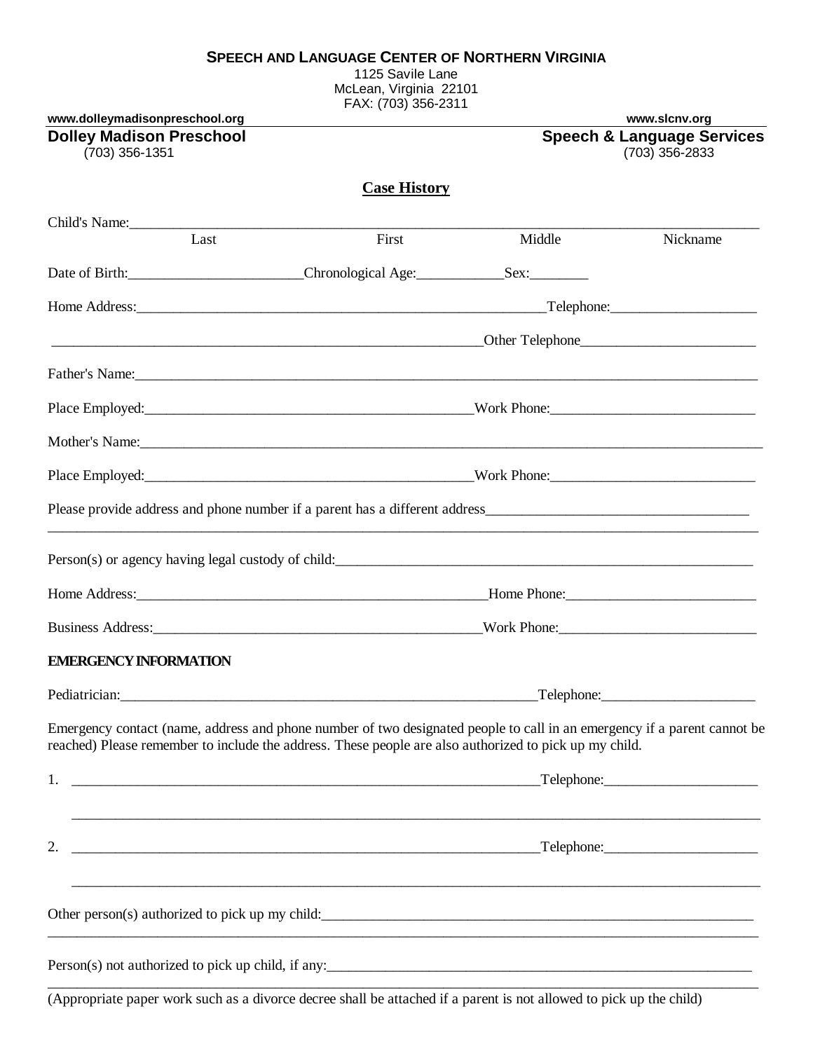# SPEECH AND LANGUAGE CENTER OF NORTHERN VIRGINIA

1125 Savile Lane
McLean, Virginia 22101
FAX: (703) 356-2311

www.dolleymadisonpreschool.org | www.slcnv.org

**Dolley Madison Preschool**
(703) 356-1351

**Speech & Language Services**
(703) 356-2833

## Case History

Child's Name:________________________________________________________________________
Last First Middle Nickname

Date of Birth:________________________Chronological Age:____________Sex:________

Home Address:___________________________________________________________Telephone:____________________

_______________________________________________________________Other Telephone________________________

Father's Name:________________________________________________________________________________________

Place Employed:_______________________________________________Work Phone:____________________________

Mother's Name:________________________________________________________________________________________

Place Employed:_______________________________________________Work Phone:____________________________

Please provide address and phone number if a parent has a different address____________________________________
______________________________________________________________________________________________________

Person(s) or agency having legal custody of child:__________________________________________________________

Home Address:__________________________________________________Home Phone:__________________________

Business Address:______________________________________________Work Phone:___________________________

**EMERGENCY INFORMATION**

Pediatrician:______________________________________________________________Telephone:_____________________

Emergency contact (name, address and phone number of two designated people to call in an emergency if a parent cannot be reached) Please remember to include the address. These people are also authorized to pick up my child.

1. _________________________________________________________________Telephone:______________________
______________________________________________________________________________________________________

2. _________________________________________________________________Telephone:______________________
______________________________________________________________________________________________________

Other person(s) authorized to pick up my child:_______________________________________________________________
______________________________________________________________________________________________________

Person(s) not authorized to pick up child, if any:_______________________________________________________________
______________________________________________________________________________________________________

(Appropriate paper work such as a divorce decree shall be attached if a parent is not allowed to pick up the child)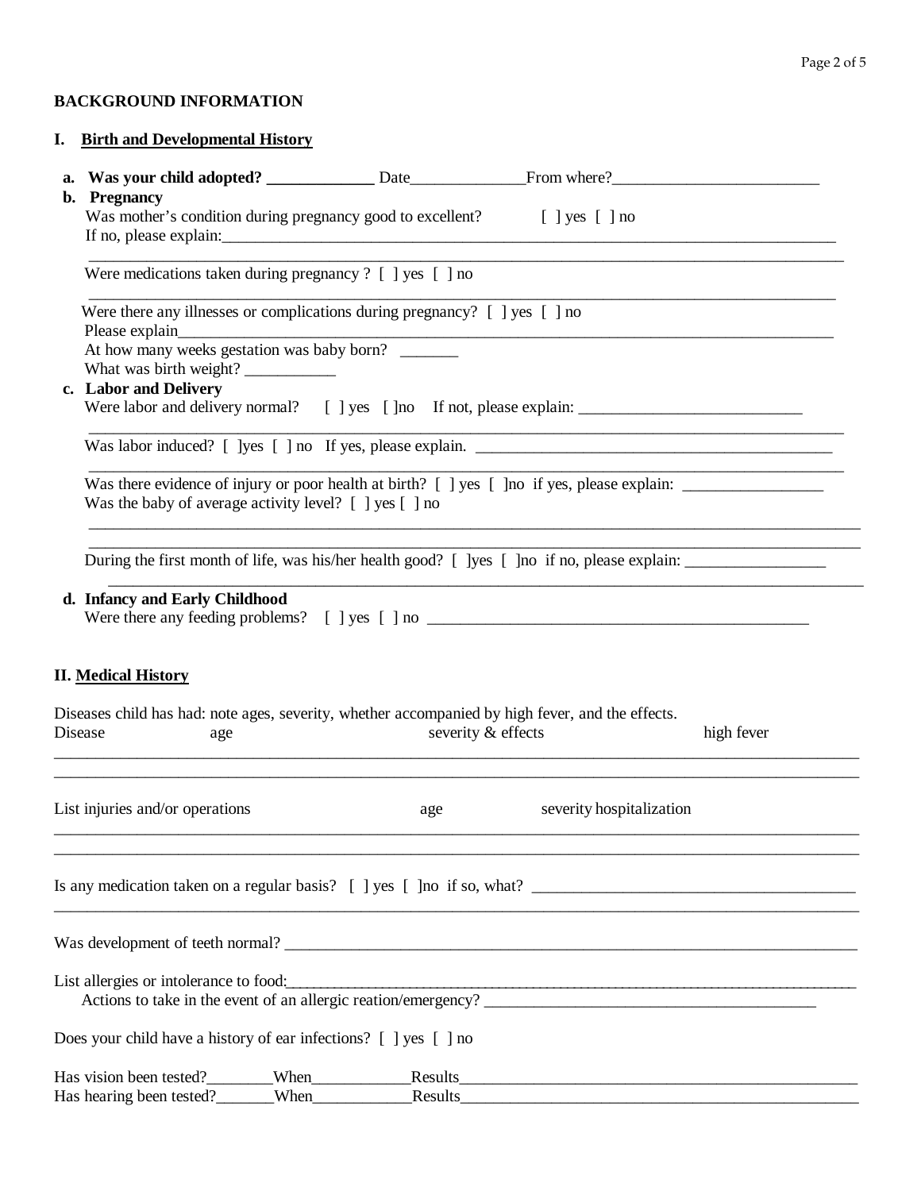**BACKGROUND INFORMATION**

**I. Birth and Developmental History**

**a. Was your child adopted?** _____________ Date______________From where?_________________________

**b. Pregnancy**

Was mother's condition during pregnancy good to excellent? [ ] yes [ ] no

If no, please explain:_____________________________________________________________________________

_____________________________________________________________________________________________

Were medications taken during pregnancy ? [ ] yes [ ] no

_____________________________________________________________________________________________

Were there any illnesses or complications during pregnancy? [ ] yes [ ] no

Please explain_________________________________________________________________________________

At how many weeks gestation was baby born? _______

What was birth weight? ___________

**c. Labor and Delivery**

Were labor and delivery normal? [ ] yes [ ]no If not, please explain: ___________________________

_____________________________________________________________________________________________

Was labor induced? [ ]yes [ ] no If yes, please explain. _____________________________________________

_____________________________________________________________________________________________

Was there evidence of injury or poor health at birth? [ ] yes [ ]no if yes, please explain: _________________

Was the baby of average activity level? [ ] yes [ ] no

_____________________________________________________________________________________________

_____________________________________________________________________________________________

During the first month of life, was his/her health good? [ ]yes [ ]no if no, please explain: _________________

_____________________________________________________________________________________________

**d. Infancy and Early Childhood**

Were there any feeding problems? [ ] yes [ ] no ________________________________________________

**II. Medical History**

Diseases child has had: note ages, severity, whether accompanied by high fever, and the effects.

| Disease | age | severity & effects | high fever |
|---|---|---|---|
| | | | |
| | | | |

| List injuries and/or operations | age | severity | hospitalization |
|---|---|---|---|
| | | | |
| | | | |

Is any medication taken on a regular basis? [ ] yes [ ]no if so, what? _______________________________________

_____________________________________________________________________________________________

Was development of teeth normal? ____________________________________________________________________

List allergies or intolerance to food:____________________________________________________________________

Actions to take in the event of an allergic reation/emergency? _________________________________________

Does your child have a history of ear infections? [ ] yes [ ] no

Has vision been tested?________When____________Results__________________________________________________

Has hearing been tested?_______When____________Results___________________________________________________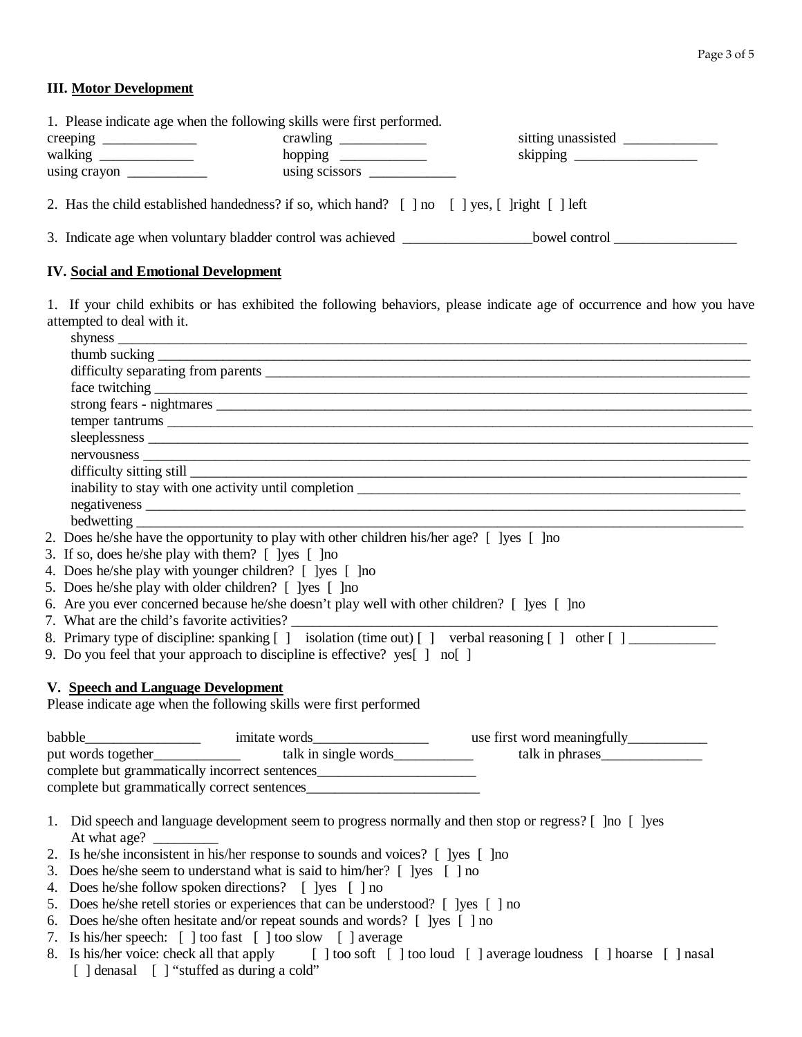## III. Motor Development

1. Please indicate age when the following skills were first performed.

creeping _____________ crawling ____________ sitting unassisted _____________
walking _____________ hopping ____________ skipping _________________
using crayon ___________ using scissors ____________

2. Has the child established handedness? if so, which hand? [ ] no [ ] yes, [ ]right [ ] left

3. Indicate age when voluntary bladder control was achieved __________________bowel control _________________

## IV. Social and Emotional Development

1. If your child exhibits or has exhibited the following behaviors, please indicate age of occurrence and how you have attempted to deal with it.

   shyness ______________________________________________________________________________________
   thumb sucking _________________________________________________________________________________
   difficulty separating from parents ______________________________________________________________
   face twitching _________________________________________________________________________________
   strong fears - nightmares ______________________________________________________________________
   temper tantrums _______________________________________________________________________________
   sleeplessness __________________________________________________________________________________
   nervousness ___________________________________________________________________________________
   difficulty sitting still _________________________________________________________________________
   inability to stay with one activity until completion _______________________________________________
   negativeness __________________________________________________________________________________
   bedwetting ____________________________________________________________________________________

2. Does he/she have the opportunity to play with other children his/her age? [ ]yes [ ]no
3. If so, does he/she play with them? [ ]yes [ ]no
4. Does he/she play with younger children? [ ]yes [ ]no
5. Does he/she play with older children? [ ]yes [ ]no
6. Are you ever concerned because he/she doesn't play well with other children? [ ]yes [ ]no
7. What are the child's favorite activities? _____________________________________________________________
8. Primary type of discipline: spanking [ ] isolation (time out) [ ] verbal reasoning [ ] other [ ] ____________
9. Do you feel that your approach to discipline is effective? yes[ ] no[ ]

## V. Speech and Language Development

Please indicate age when the following skills were first performed

babble________________ imitate words________________ use first word meaningfully___________
put words together____________ talk in single words___________ talk in phrases______________
complete but grammatically incorrect sentences______________________
complete but grammatically correct sentences________________________

1. Did speech and language development seem to progress normally and then stop or regress? [ ]no [ ]yes
   At what age? _________
2. Is he/she inconsistent in his/her response to sounds and voices? [ ]yes [ ]no
3. Does he/she seem to understand what is said to him/her? [ ]yes [ ] no
4. Does he/she follow spoken directions? [ ]yes [ ] no
5. Does he/she retell stories or experiences that can be understood? [ ]yes [ ] no
6. Does he/she often hesitate and/or repeat sounds and words? [ ]yes [ ] no
7. Is his/her speech: [ ] too fast [ ] too slow [ ] average
8. Is his/her voice: check all that apply [ ] too soft [ ] too loud [ ] average loudness [ ] hoarse [ ] nasal
   [ ] denasal [ ] "stuffed as during a cold"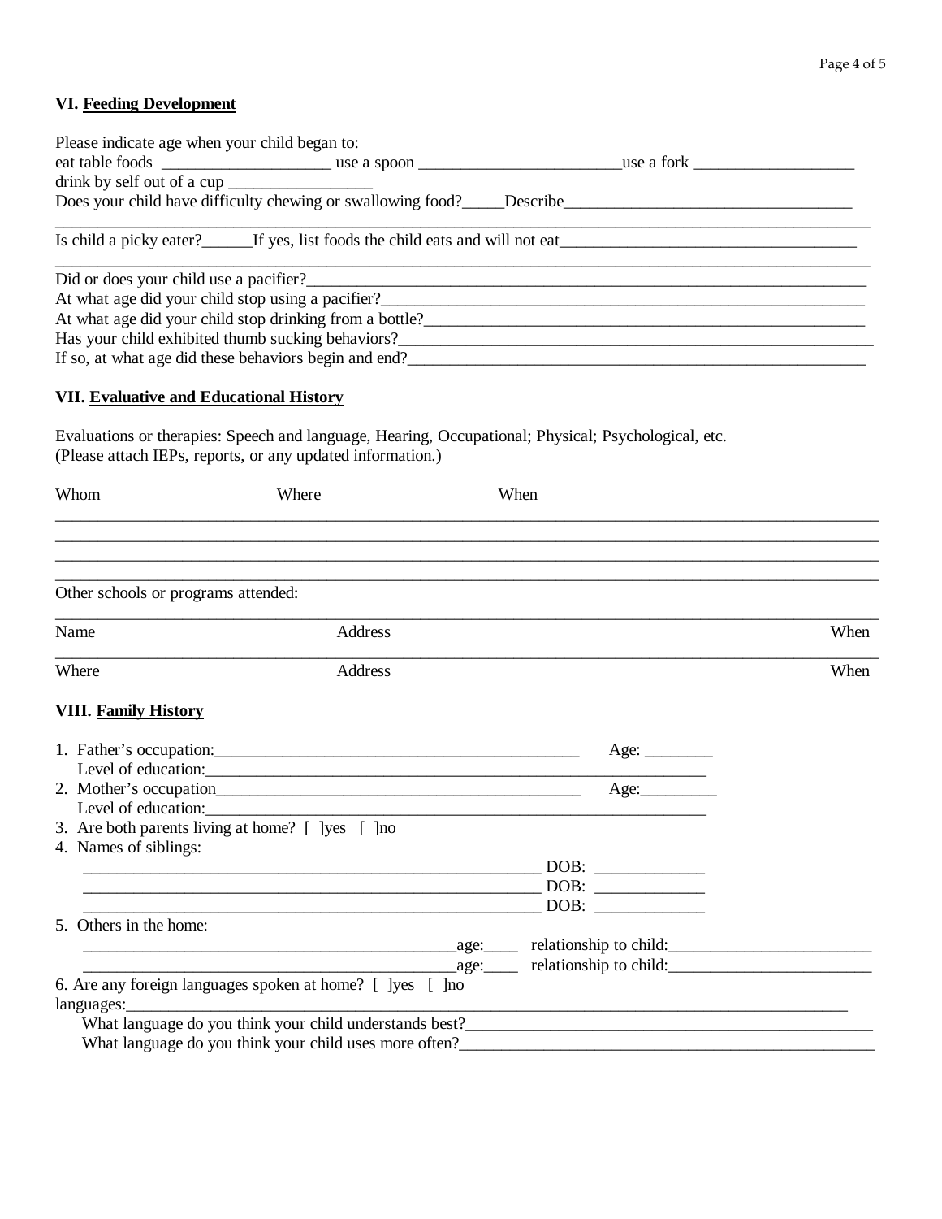### VI. **Feeding Development**

Please indicate age when your child began to:
eat table foods ____________________ use a spoon ________________________use a fork ___________________
drink by self out of a cup _________________
Does your child have difficulty chewing or swallowing food?_____Describe___________________________________
______________________________________________________________________________________________
Is child a picky eater?______If yes, list foods the child eats and will not eat___________________________________
______________________________________________________________________________________________
Did or does your child use a pacifier?_______________________________________________________________
At what age did your child stop using a pacifier?______________________________________________________
At what age did your child stop drinking from a bottle?_________________________________________________
Has your child exhibited thumb sucking behaviors?____________________________________________________
If so, at what age did these behaviors begin and end?__________________________________________________

### VII. **Evaluative and Educational History**

Evaluations or therapies: Speech and language, Hearing, Occupational; Physical; Psychological, etc.
(Please attach IEPs, reports, or any updated information.)

Whom Where When
______________________________________________________________________________________________
______________________________________________________________________________________________
______________________________________________________________________________________________
______________________________________________________________________________________________

Other schools or programs attended:
______________________________________________________________________________________________
Name Address When
______________________________________________________________________________________________
Where Address When

### VIII. **Family History**

1. Father's occupation:_____________________________________________ Age: ________
   Level of education:_______________________________________________________________
2. Mother's occupation_____________________________________________ Age:_________
   Level of education:_______________________________________________________________
3. Are both parents living at home? [ ]yes [ ]no
4. Names of siblings:
   ________________________________________________________ DOB: _____________
   ________________________________________________________ DOB: _____________
   ________________________________________________________ DOB: _____________
5. Others in the home:
   ______________________________________________age:____ relationship to child:________________________
   ______________________________________________age:____ relationship to child:________________________
6. Are any foreign languages spoken at home? [ ]yes [ ]no
languages:_____________________________________________________________________________________
   What language do you think your child understands best?__________________________________________________
   What language do you think your child uses more often?__________________________________________________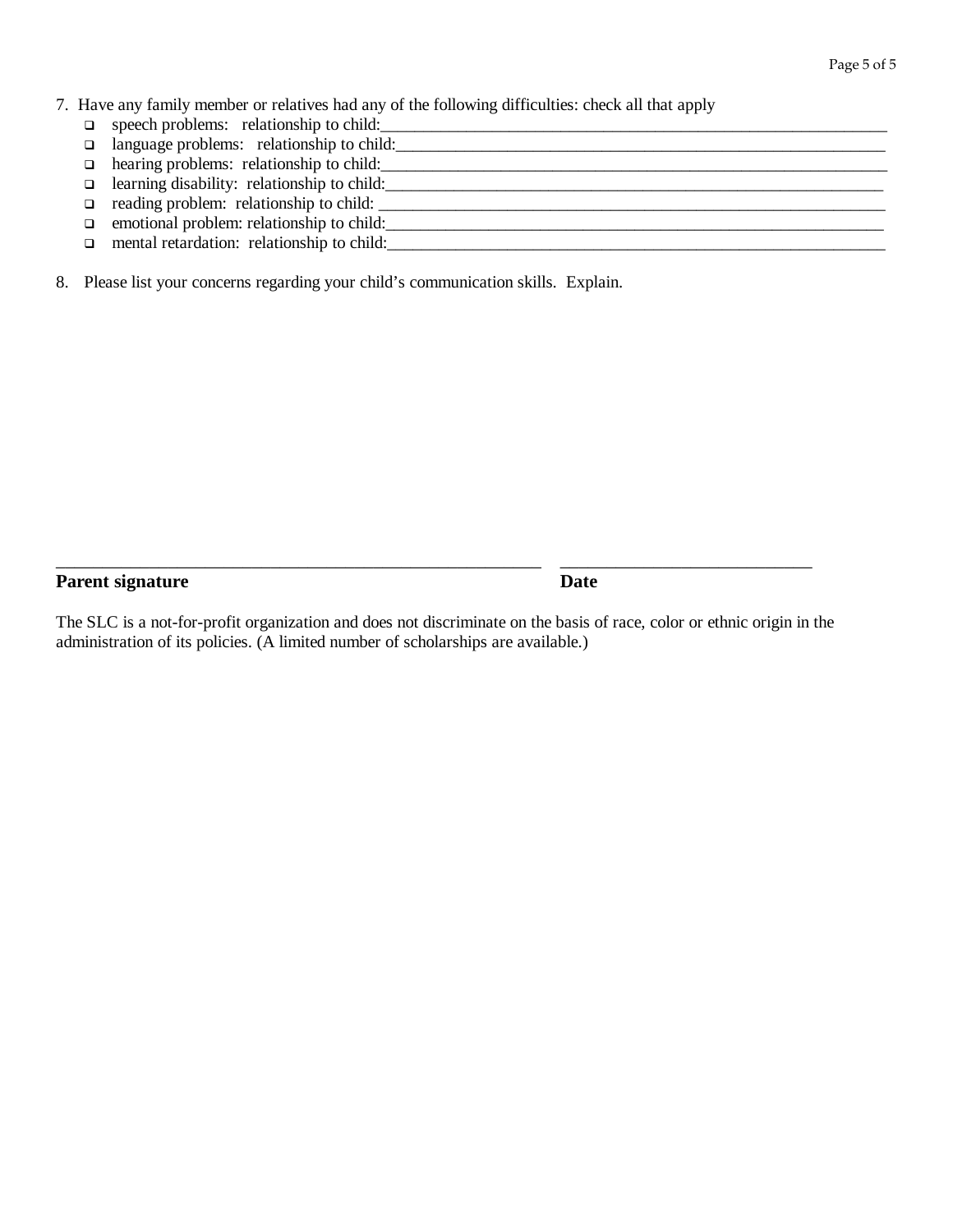7. Have any family member or relatives had any of the following difficulties: check all that apply
   - ☐ speech problems: relationship to child:______________________________________________________________
   - ☐ language problems: relationship to child:____________________________________________________________
   - ☐ hearing problems: relationship to child:_____________________________________________________________
   - ☐ learning disability: relationship to child:___________________________________________________________
   - ☐ reading problem: relationship to child: _____________________________________________________________
   - ☐ emotional problem: relationship to child:___________________________________________________________
   - ☐ mental retardation: relationship to child:___________________________________________________________

8. Please list your concerns regarding your child's communication skills. Explain.

_______________________________________________________ ____________________________

**Parent signature** **Date**

The SLC is a not-for-profit organization and does not discriminate on the basis of race, color or ethnic origin in the administration of its policies. (A limited number of scholarships are available.)